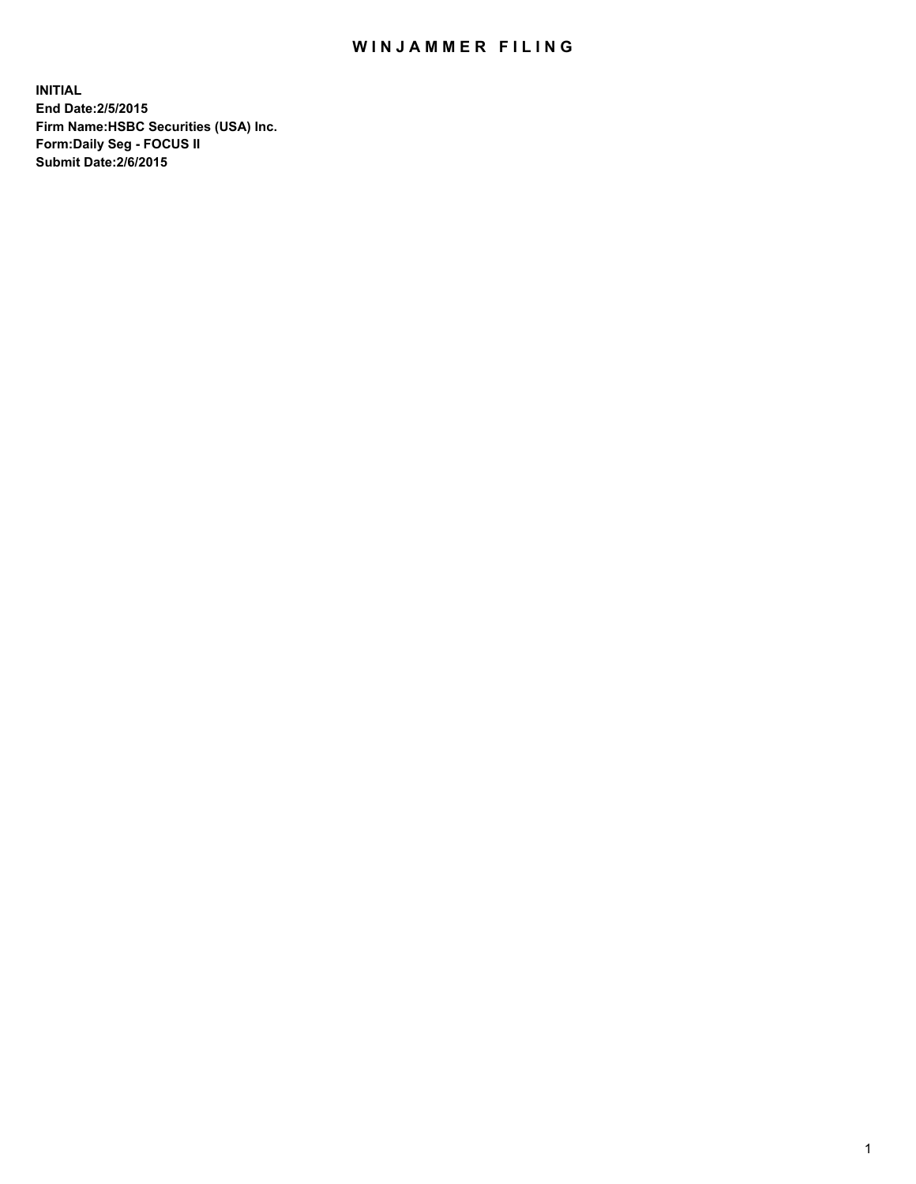# WINJAMMER FILING

**INITIAL**
**End Date:2/5/2015**
**Firm Name:HSBC Securities (USA) Inc.**
**Form:Daily Seg - FOCUS II**
**Submit Date:2/6/2015**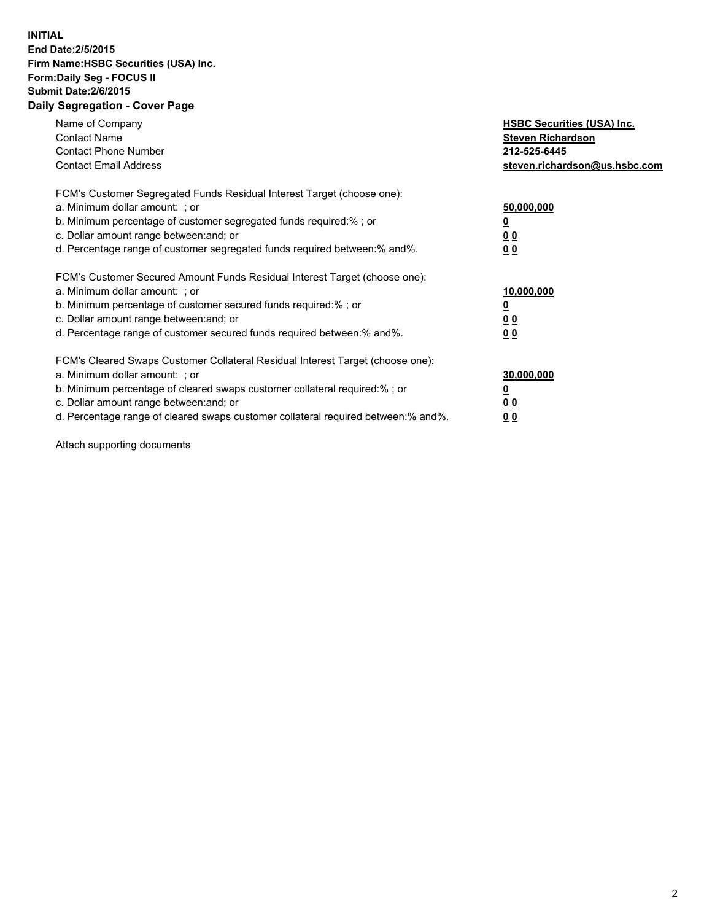**INITIAL**
**End Date:2/5/2015**
**Firm Name:HSBC Securities (USA) Inc.**
**Form:Daily Seg - FOCUS II**
**Submit Date:2/6/2015**

## Daily Segregation - Cover Page

| | |
|---|---|
| Name of Company | **HSBC Securities (USA) Inc.** |
| Contact Name | **Steven Richardson** |
| Contact Phone Number | **212-525-6445** |
| Contact Email Address | **steven.richardson@us.hsbc.com** |

FCM's Customer Segregated Funds Residual Interest Target (choose one):

| | |
|---|---|
| a. Minimum dollar amount: ; or | **50,000,000** |
| b. Minimum percentage of customer segregated funds required:% ; or | **0** |
| c. Dollar amount range between:and; or | **0 0** |
| d. Percentage range of customer segregated funds required between:% and%. | **0 0** |

FCM's Customer Secured Amount Funds Residual Interest Target (choose one):

| | |
|---|---|
| a. Minimum dollar amount: ; or | **10,000,000** |
| b. Minimum percentage of customer secured funds required:% ; or | **0** |
| c. Dollar amount range between:and; or | **0 0** |
| d. Percentage range of customer secured funds required between:% and%. | **0 0** |

FCM's Cleared Swaps Customer Collateral Residual Interest Target (choose one):

| | |
|---|---|
| a. Minimum dollar amount: ; or | **30,000,000** |
| b. Minimum percentage of cleared swaps customer collateral required:% ; or | **0** |
| c. Dollar amount range between:and; or | **0 0** |
| d. Percentage range of cleared swaps customer collateral required between:% and%. | **0 0** |

Attach supporting documents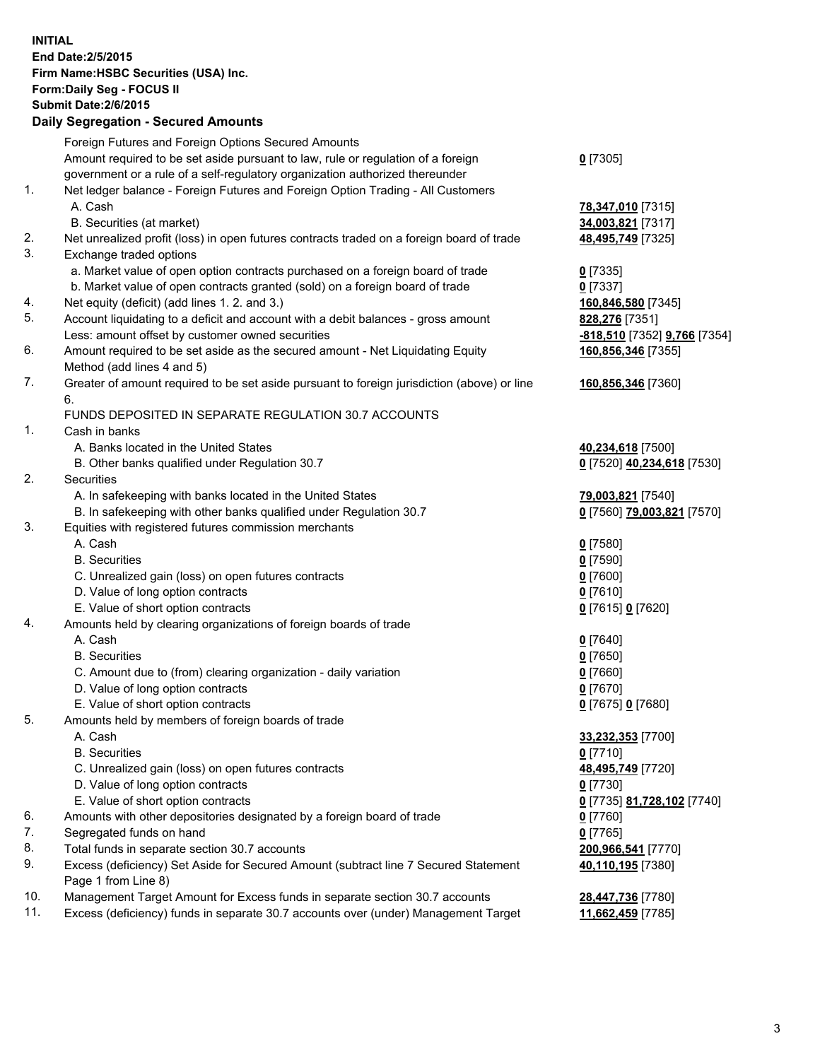**INITIAL**
**End Date:2/5/2015**
**Firm Name:HSBC Securities (USA) Inc.**
**Form:Daily Seg - FOCUS II**
**Submit Date:2/6/2015**

**Daily Segregation - Secured Amounts**

| | | |
|---|---|---|
| | Foreign Futures and Foreign Options Secured Amounts | |
| | Amount required to be set aside pursuant to law, rule or regulation of a foreign government or a rule of a self-regulatory organization authorized thereunder | 0 [7305] |
| 1. | Net ledger balance - Foreign Futures and Foreign Option Trading - All Customers | |
| | A. Cash | 78,347,010 [7315] |
| | B. Securities (at market) | 34,003,821 [7317] |
| 2. | Net unrealized profit (loss) in open futures contracts traded on a foreign board of trade | 48,495,749 [7325] |
| 3. | Exchange traded options | |
| | a. Market value of open option contracts purchased on a foreign board of trade | 0 [7335] |
| | b. Market value of open contracts granted (sold) on a foreign board of trade | 0 [7337] |
| 4. | Net equity (deficit) (add lines 1. 2. and 3.) | 160,846,580 [7345] |
| 5. | Account liquidating to a deficit and account with a debit balances - gross amount | 828,276 [7351] |
| | Less: amount offset by customer owned securities | -818,510 [7352] 9,766 [7354] |
| 6. | Amount required to be set aside as the secured amount - Net Liquidating Equity Method (add lines 4 and 5) | 160,856,346 [7355] |
| 7. | Greater of amount required to be set aside pursuant to foreign jurisdiction (above) or line 6. | 160,856,346 [7360] |
| | FUNDS DEPOSITED IN SEPARATE REGULATION 30.7 ACCOUNTS | |
| 1. | Cash in banks | |
| | A. Banks located in the United States | 40,234,618 [7500] |
| | B. Other banks qualified under Regulation 30.7 | 0 [7520] 40,234,618 [7530] |
| 2. | Securities | |
| | A. In safekeeping with banks located in the United States | 79,003,821 [7540] |
| | B. In safekeeping with other banks qualified under Regulation 30.7 | 0 [7560] 79,003,821 [7570] |
| 3. | Equities with registered futures commission merchants | |
| | A. Cash | 0 [7580] |
| | B. Securities | 0 [7590] |
| | C. Unrealized gain (loss) on open futures contracts | 0 [7600] |
| | D. Value of long option contracts | 0 [7610] |
| | E. Value of short option contracts | 0 [7615] 0 [7620] |
| 4. | Amounts held by clearing organizations of foreign boards of trade | |
| | A. Cash | 0 [7640] |
| | B. Securities | 0 [7650] |
| | C. Amount due to (from) clearing organization - daily variation | 0 [7660] |
| | D. Value of long option contracts | 0 [7670] |
| | E. Value of short option contracts | 0 [7675] 0 [7680] |
| 5. | Amounts held by members of foreign boards of trade | |
| | A. Cash | 33,232,353 [7700] |
| | B. Securities | 0 [7710] |
| | C. Unrealized gain (loss) on open futures contracts | 48,495,749 [7720] |
| | D. Value of long option contracts | 0 [7730] |
| | E. Value of short option contracts | 0 [7735] 81,728,102 [7740] |
| 6. | Amounts with other depositories designated by a foreign board of trade | 0 [7760] |
| 7. | Segregated funds on hand | 0 [7765] |
| 8. | Total funds in separate section 30.7 accounts | 200,966,541 [7770] |
| 9. | Excess (deficiency) Set Aside for Secured Amount (subtract line 7 Secured Statement Page 1 from Line 8) | 40,110,195 [7380] |
| 10. | Management Target Amount for Excess funds in separate section 30.7 accounts | 28,447,736 [7780] |
| 11. | Excess (deficiency) funds in separate 30.7 accounts over (under) Management Target | 11,662,459 [7785] |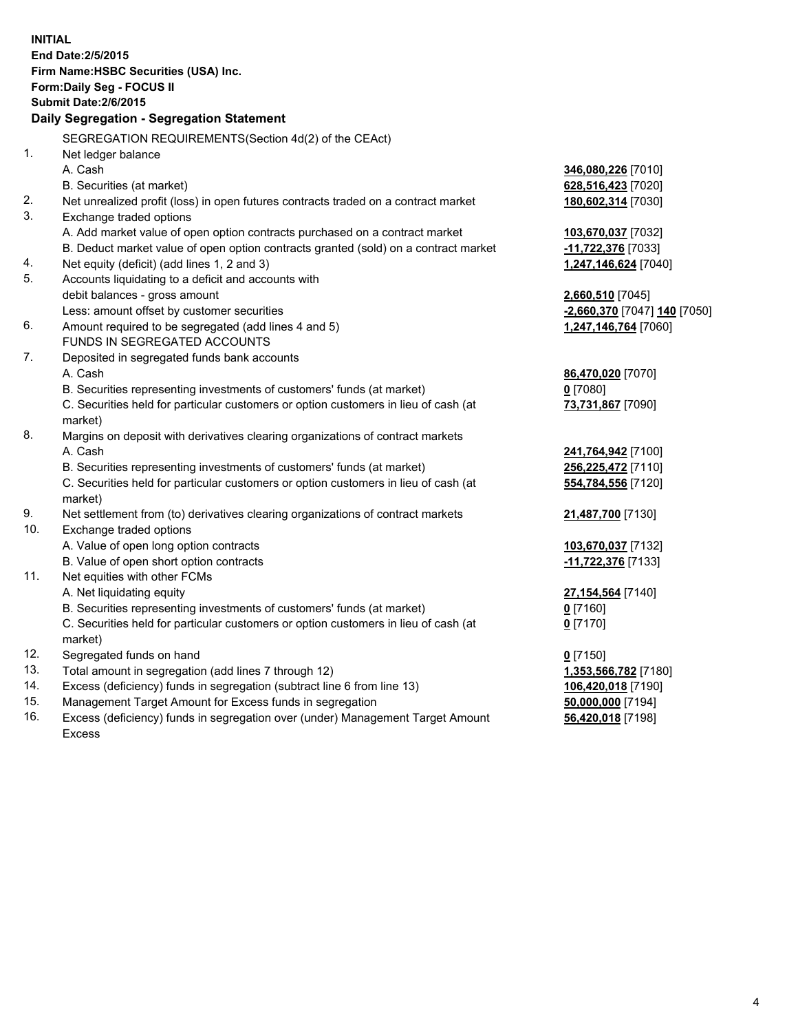**INITIAL**
**End Date:2/5/2015**
**Firm Name:HSBC Securities (USA) Inc.**
**Form:Daily Seg - FOCUS II**
**Submit Date:2/6/2015**

## Daily Segregation - Segregation Statement

| | | |
|---|---|---|
| | SEGREGATION REQUIREMENTS(Section 4d(2) of the CEAct) | |
| 1. | Net ledger balance | |
| | A. Cash | **346,080,226** [7010] |
| | B. Securities (at market) | **628,516,423** [7020] |
| 2. | Net unrealized profit (loss) in open futures contracts traded on a contract market | **180,602,314** [7030] |
| 3. | Exchange traded options | |
| | A. Add market value of open option contracts purchased on a contract market | **103,670,037** [7032] |
| | B. Deduct market value of open option contracts granted (sold) on a contract market | **-11,722,376** [7033] |
| 4. | Net equity (deficit) (add lines 1, 2 and 3) | **1,247,146,624** [7040] |
| 5. | Accounts liquidating to a deficit and accounts with | |
| | debit balances - gross amount | **2,660,510** [7045] |
| | Less: amount offset by customer securities | **-2,660,370** [7047] **140** [7050] |
| 6. | Amount required to be segregated (add lines 4 and 5) | **1,247,146,764** [7060] |
| | FUNDS IN SEGREGATED ACCOUNTS | |
| 7. | Deposited in segregated funds bank accounts | |
| | A. Cash | **86,470,020** [7070] |
| | B. Securities representing investments of customers' funds (at market) | **0** [7080] |
| | C. Securities held for particular customers or option customers in lieu of cash (at market) | **73,731,867** [7090] |
| 8. | Margins on deposit with derivatives clearing organizations of contract markets | |
| | A. Cash | **241,764,942** [7100] |
| | B. Securities representing investments of customers' funds (at market) | **256,225,472** [7110] |
| | C. Securities held for particular customers or option customers in lieu of cash (at market) | **554,784,556** [7120] |
| 9. | Net settlement from (to) derivatives clearing organizations of contract markets | **21,487,700** [7130] |
| 10. | Exchange traded options | |
| | A. Value of open long option contracts | **103,670,037** [7132] |
| | B. Value of open short option contracts | **-11,722,376** [7133] |
| 11. | Net equities with other FCMs | |
| | A. Net liquidating equity | **27,154,564** [7140] |
| | B. Securities representing investments of customers' funds (at market) | **0** [7160] |
| | C. Securities held for particular customers or option customers in lieu of cash (at market) | **0** [7170] |
| 12. | Segregated funds on hand | **0** [7150] |
| 13. | Total amount in segregation (add lines 7 through 12) | **1,353,566,782** [7180] |
| 14. | Excess (deficiency) funds in segregation (subtract line 6 from line 13) | **106,420,018** [7190] |
| 15. | Management Target Amount for Excess funds in segregation | **50,000,000** [7194] |
| 16. | Excess (deficiency) funds in segregation over (under) Management Target Amount Excess | **56,420,018** [7198] |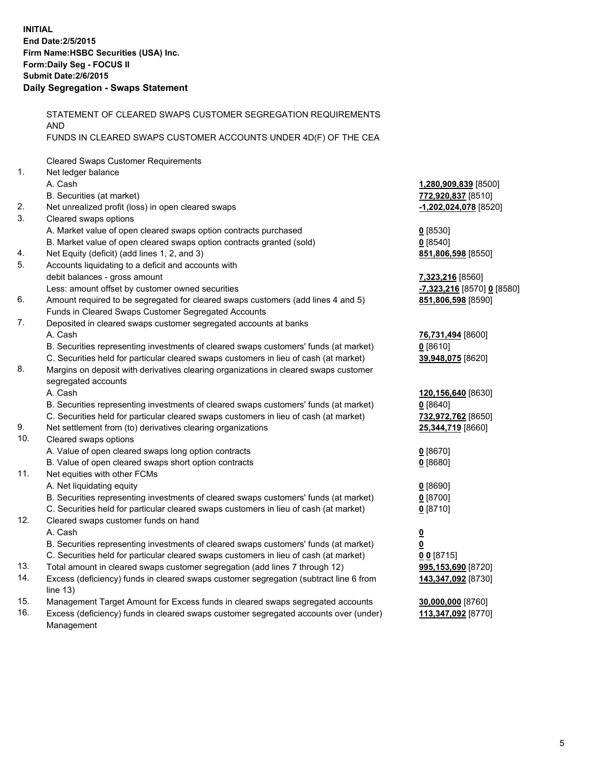**INITIAL**
**End Date:2/5/2015**
**Firm Name:HSBC Securities (USA) Inc.**
**Form:Daily Seg - FOCUS II**
**Submit Date:2/6/2015**
**Daily Segregation - Swaps Statement**

STATEMENT OF CLEARED SWAPS CUSTOMER SEGREGATION REQUIREMENTS AND FUNDS IN CLEARED SWAPS CUSTOMER ACCOUNTS UNDER 4D(F) OF THE CEA

| | | |
|---|---|---|
| | Cleared Swaps Customer Requirements | |
| 1. | Net ledger balance | |
| | A. Cash | **1,280,909,839** [8500] |
| | B. Securities (at market) | **772,920,837** [8510] |
| 2. | Net unrealized profit (loss) in open cleared swaps | **-1,202,024,078** [8520] |
| 3. | Cleared swaps options | |
| | A. Market value of open cleared swaps option contracts purchased | **0** [8530] |
| | B. Market value of open cleared swaps option contracts granted (sold) | **0** [8540] |
| 4. | Net Equity (deficit) (add lines 1, 2, and 3) | **851,806,598** [8550] |
| 5. | Accounts liquidating to a deficit and accounts with debit balances - gross amount | **7,323,216** [8560] |
| | Less: amount offset by customer owned securities | **-7,323,216** [8570] **0** [8580] |
| 6. | Amount required to be segregated for cleared swaps customers (add lines 4 and 5) | **851,806,598** [8590] |
| | Funds in Cleared Swaps Customer Segregated Accounts | |
| 7. | Deposited in cleared swaps customer segregated accounts at banks | |
| | A. Cash | **76,731,494** [8600] |
| | B. Securities representing investments of cleared swaps customers' funds (at market) | **0** [8610] |
| | C. Securities held for particular cleared swaps customers in lieu of cash (at market) | **39,948,075** [8620] |
| 8. | Margins on deposit with derivatives clearing organizations in cleared swaps customer segregated accounts | |
| | A. Cash | **120,156,640** [8630] |
| | B. Securities representing investments of cleared swaps customers' funds (at market) | **0** [8640] |
| | C. Securities held for particular cleared swaps customers in lieu of cash (at market) | **732,972,762** [8650] |
| 9. | Net settlement from (to) derivatives clearing organizations | **25,344,719** [8660] |
| 10. | Cleared swaps options | |
| | A. Value of open cleared swaps long option contracts | **0** [8670] |
| | B. Value of open cleared swaps short option contracts | **0** [8680] |
| 11. | Net equities with other FCMs | |
| | A. Net liquidating equity | **0** [8690] |
| | B. Securities representing investments of cleared swaps customers' funds (at market) | **0** [8700] |
| | C. Securities held for particular cleared swaps customers in lieu of cash (at market) | **0** [8710] |
| 12. | Cleared swaps customer funds on hand | |
| | A. Cash | **0** |
| | B. Securities representing investments of cleared swaps customers' funds (at market) | **0** |
| | C. Securities held for particular cleared swaps customers in lieu of cash (at market) | **0** **0** [8715] |
| 13. | Total amount in cleared swaps customer segregation (add lines 7 through 12) | **995,153,690** [8720] |
| 14. | Excess (deficiency) funds in cleared swaps customer segregation (subtract line 6 from line 13) | **143,347,092** [8730] |
| 15. | Management Target Amount for Excess funds in cleared swaps segregated accounts | **30,000,000** [8760] |
| 16. | Excess (deficiency) funds in cleared swaps customer segregated accounts over (under) Management | **113,347,092** [8770] |